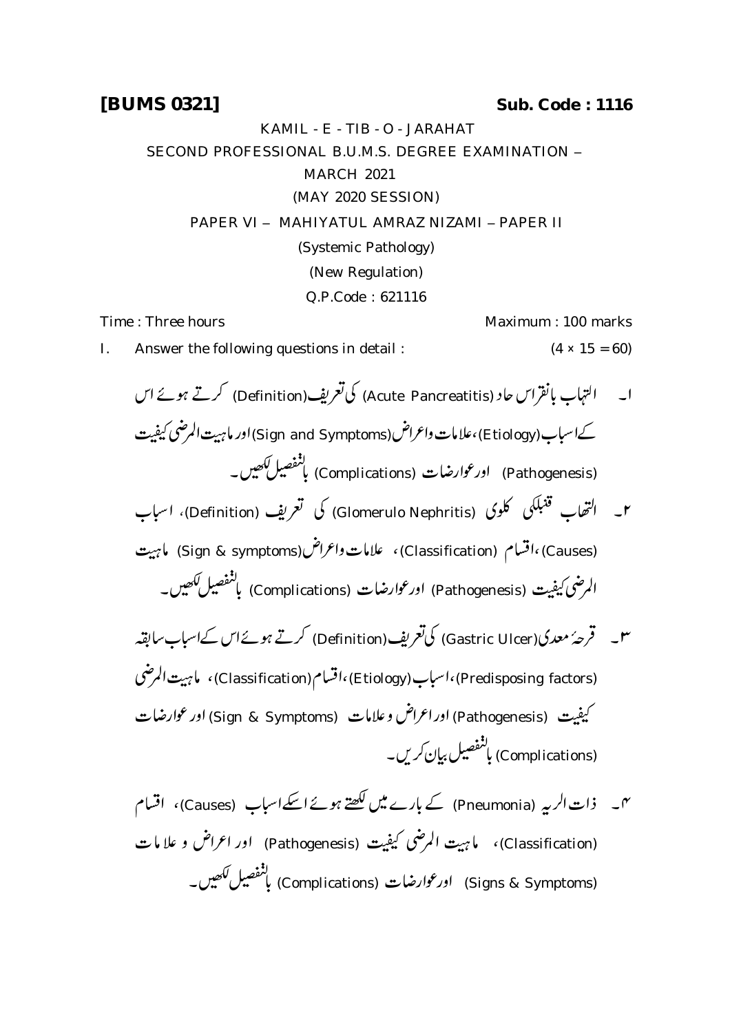**[BUMS 0321]** **Sub. Code : 1116**

KAMIL - E - TIB - O - JARAHAT

SECOND PROFESSIONAL B.U.M.S. DEGREE EXAMINATION –

MARCH 2021

(MAY 2020 SESSION)

PAPER VI – MAHIYATUL AMRAZ NIZAMI – PAPER II

(Systemic Pathology)

(New Regulation)

Q.P.Code : 621116

Time : Three hours Maximum : 100 marks

I. Answer the following questions in detail : (4 × 15 = 60)

۱۔ التہاب بانقراس حاد (Acute Pancreatitis) کی تعریف (Definition) کرتے ہوئے اس کے اسباب (Etiology)، علامات واعراض (Sign and Symptoms) اور ماہیت المرضی کیفیت (Pathogenesis) اور عوارضات (Complications) بالتفصیل لکھیں۔

۲۔ التہاب قنبلکی کلوی (Glomerulo Nephritis) کی تعریف (Definition)، اسباب (Causes)، اقسام (Classification)، علامات واعراض (Sign & symptoms) ماہیت المرضی کیفیت (Pathogenesis) اور عوارضات (Complications) بالتفصیل لکھیں۔

۳۔ قرحۂ معدی (Gastric Ulcer) کی تعریف (Definition) کرتے ہوئے اس کے اسباب سابقہ (Predisposing factors)، اسباب (Etiology)، اقسام (Classification)، ماہیت المرضی کیفیت (Pathogenesis) اور اعراض و علامات (Sign & Symptoms) اور عوارضات (Complications) بالتفصیل بیان کریں۔

۴۔ ذات الریہ (Pneumonia) کے بارے میں لکھتے ہوئے اسکے اسباب (Causes)، اقسام (Classification)، ماہیت المرضی کیفیت (Pathogenesis) اور اعراض و علامات (Signs & Symptoms) اور عوارضات (Complications) بالتفصیل لکھیں۔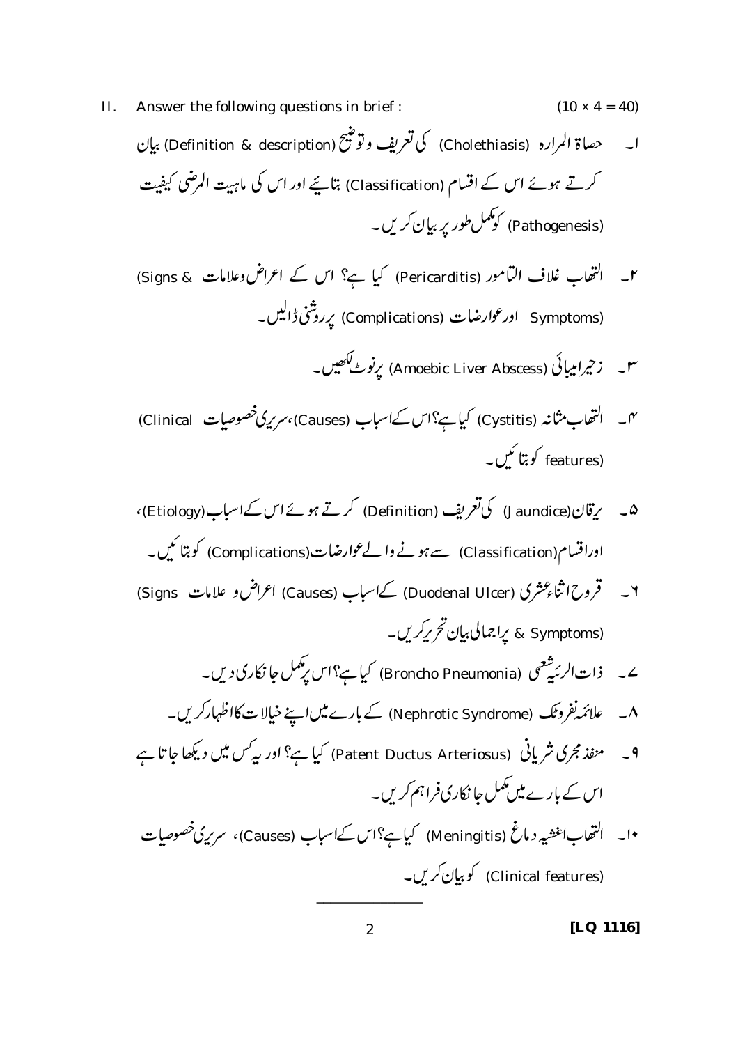II. Answer the following questions in brief : (10 × 4 = 40)

۱۔ حصاۃ المرارہ (Cholethiasis) کی تعریف و توضیح (Definition & description) بیان کرتے ہوئے اس کے اقسام (Classification) بتایئے اور اس کی ماہیت المرضی کیفیت (Pathogenesis) کو مکمل طور پر بیان کریں۔

۲۔ التہاب غلاف التامور (Pericarditis) کیا ہے؟ اس کے اعراض و علامات (Signs & Symptoms) اور عوارضات (Complications) پر روشنی ڈالیں۔

۳۔ زحیرامیبائی (Amoebic Liver Abscess) پر نوٹ لکھیں۔

۴۔ التہاب مثانہ (Cystitis) کیا ہے؟ اس کے اسباب (Causes)، سریری خصوصیات (Clinical features) کو بتائیں۔

۵۔ یرقان (Jaundice) کی تعریف (Definition) کرتے ہوئے اس کے اسباب (Etiology)، اور اقسام (Classification) سے ہونے والے عوارضات (Complications) کو بتائیں۔

۶۔ قروح اثناعشری (Duodenal Ulcer) کے اسباب (Causes) اعراض و علامات (Signs & Symptoms) پر اجمالی بیان تحریر کریں۔

۷۔ ذات الریئہ شعبی (Broncho Pneumonia) کیا ہے؟ اس پر مکمل جانکاری دیں۔

۸۔ علائمہ نفروٹک (Nephrotic Syndrome) کے بارے میں اپنے خیالات کا اظہار کریں۔

۹۔ منفذ مجری شریانی (Patent Ductus Arteriosus) کیا ہے؟ اور یہ کس میں دیکھا جاتا ہے اس کے بارے میں مکمل جانکاری فراہم کریں۔

۱۰۔ التہاب اغشیہ دماغ (Meningitis) کیا ہے؟ اس کے اسباب (Causes)، سریری خصوصیات (Clinical features) کو بیان کریں۔

[LQ 1116]